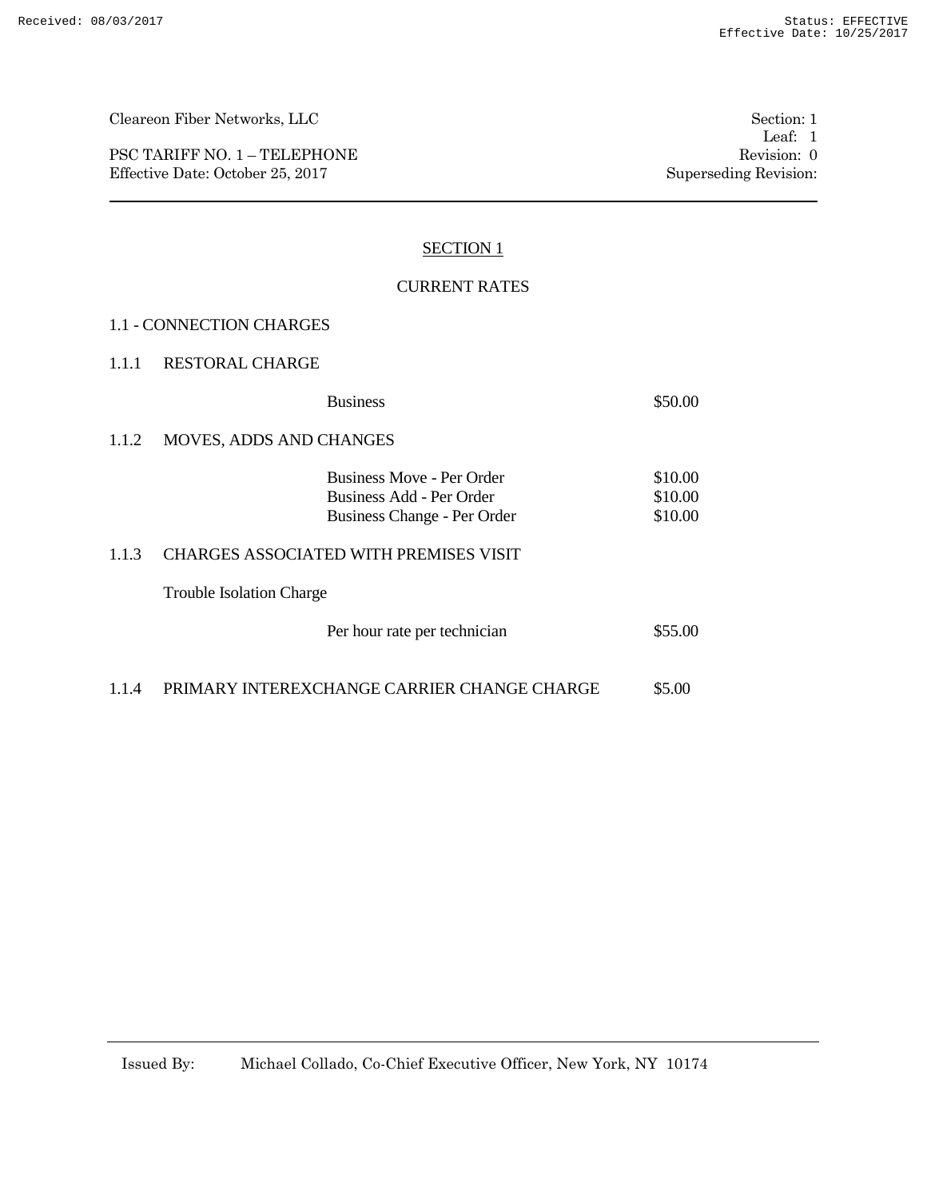Cleareon Fiber Networks, LLC

PSC TARIFF NO. 1 – TELEPHONE
Effective Date: October 25, 2017

Section: 1
Leaf: 1
Revision: 0
Superseding Revision:

# SECTION 1

## CURRENT RATES

### 1.1 - CONNECTION CHARGES

#### 1.1.1 RESTORAL CHARGE

| | |
|---|---|
| Business | $50.00 |

#### 1.1.2 MOVES, ADDS AND CHANGES

| | |
|---|---|
| Business Move - Per Order | $10.00 |
| Business Add - Per Order | $10.00 |
| Business Change - Per Order | $10.00 |

#### 1.1.3 CHARGES ASSOCIATED WITH PREMISES VISIT

Trouble Isolation Charge

| | |
|---|---|
| Per hour rate per technician | $55.00 |

#### 1.1.4 PRIMARY INTEREXCHANGE CARRIER CHANGE CHARGE $5.00

Issued By: Michael Collado, Co-Chief Executive Officer, New York, NY 10174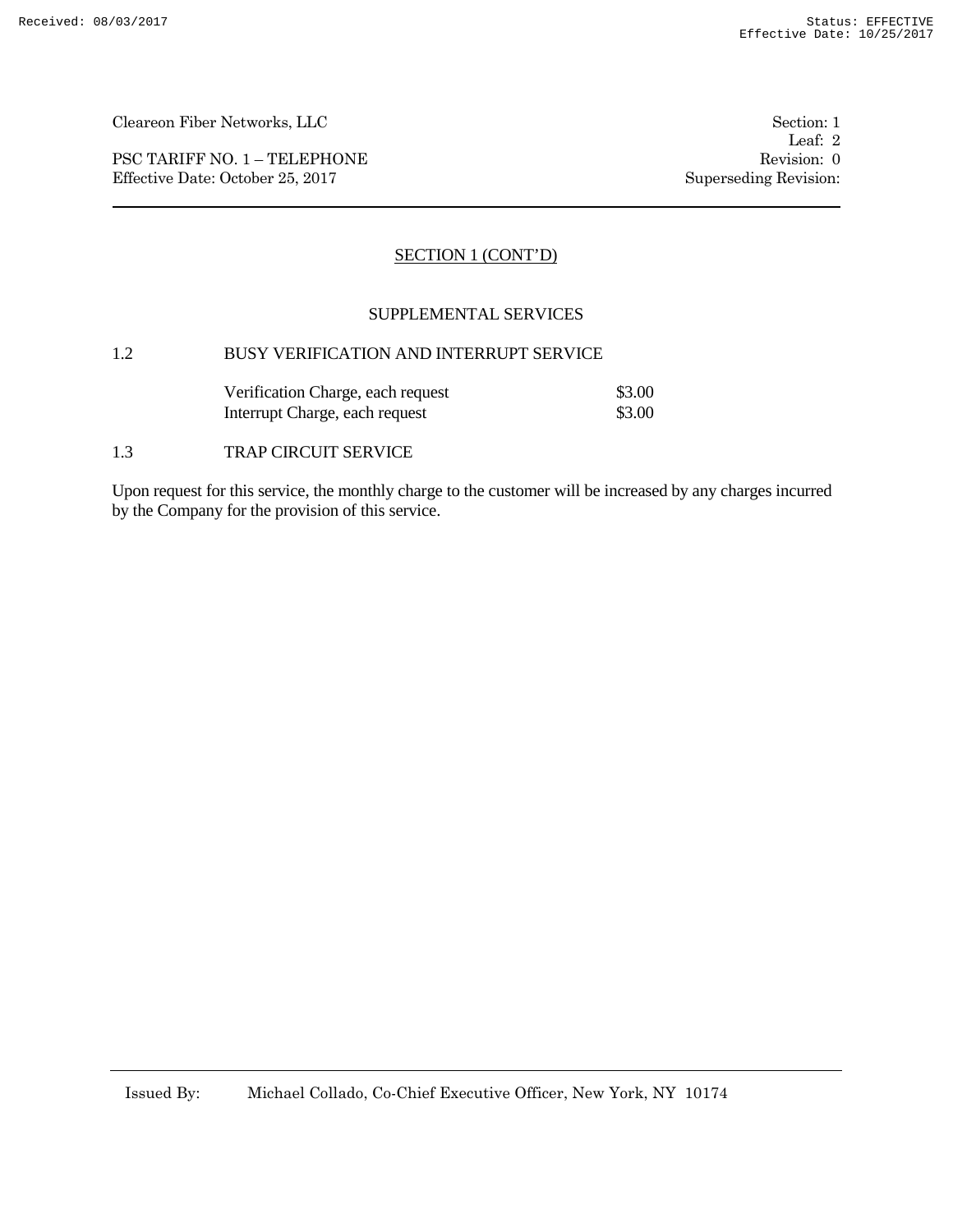## SECTION 1 (CONT'D)

### SUPPLEMENTAL SERVICES

1.2 BUSY VERIFICATION AND INTERRUPT SERVICE

| | |
|---|---|
| Verification Charge, each request | $3.00 |
| Interrupt Charge, each request | $3.00 |

1.3 TRAP CIRCUIT SERVICE

Upon request for this service, the monthly charge to the customer will be increased by any charges incurred by the Company for the provision of this service.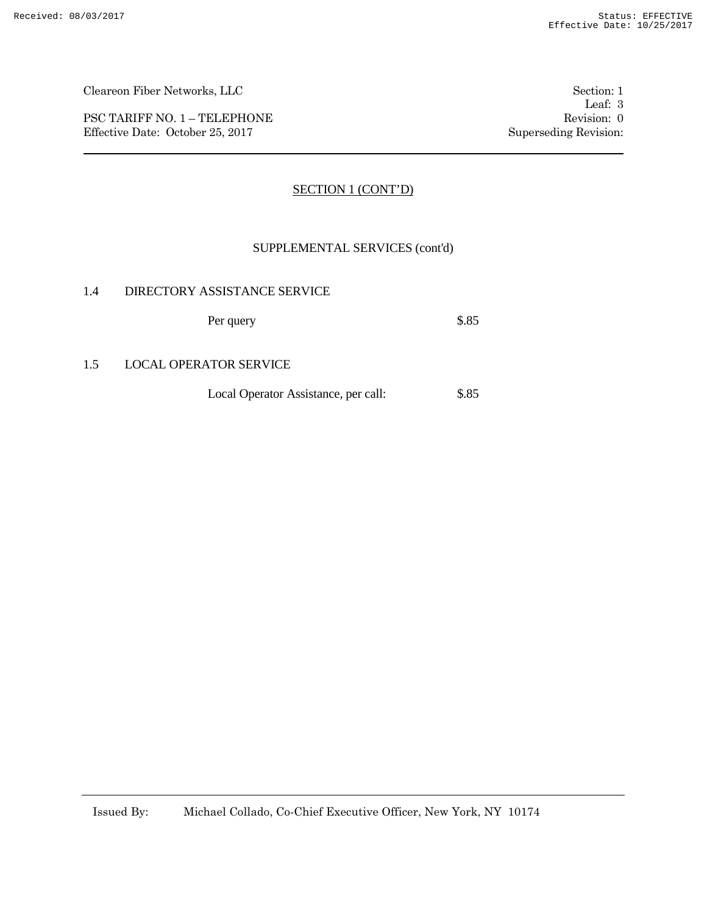Cleareon Fiber Networks, LLC

PSC TARIFF NO. 1 – TELEPHONE
Effective Date: October 25, 2017

Section: 1
Leaf: 3
Revision: 0
Superseding Revision:

## SECTION 1 (CONT'D)

### SUPPLEMENTAL SERVICES (cont'd)

1.4 DIRECTORY ASSISTANCE SERVICE

| | |
|---|---|
| Per query | \$.85 |

1.5 LOCAL OPERATOR SERVICE

| | |
|---|---|
| Local Operator Assistance, per call: | \$.85 |

Issued By: Michael Collado, Co-Chief Executive Officer, New York, NY 10174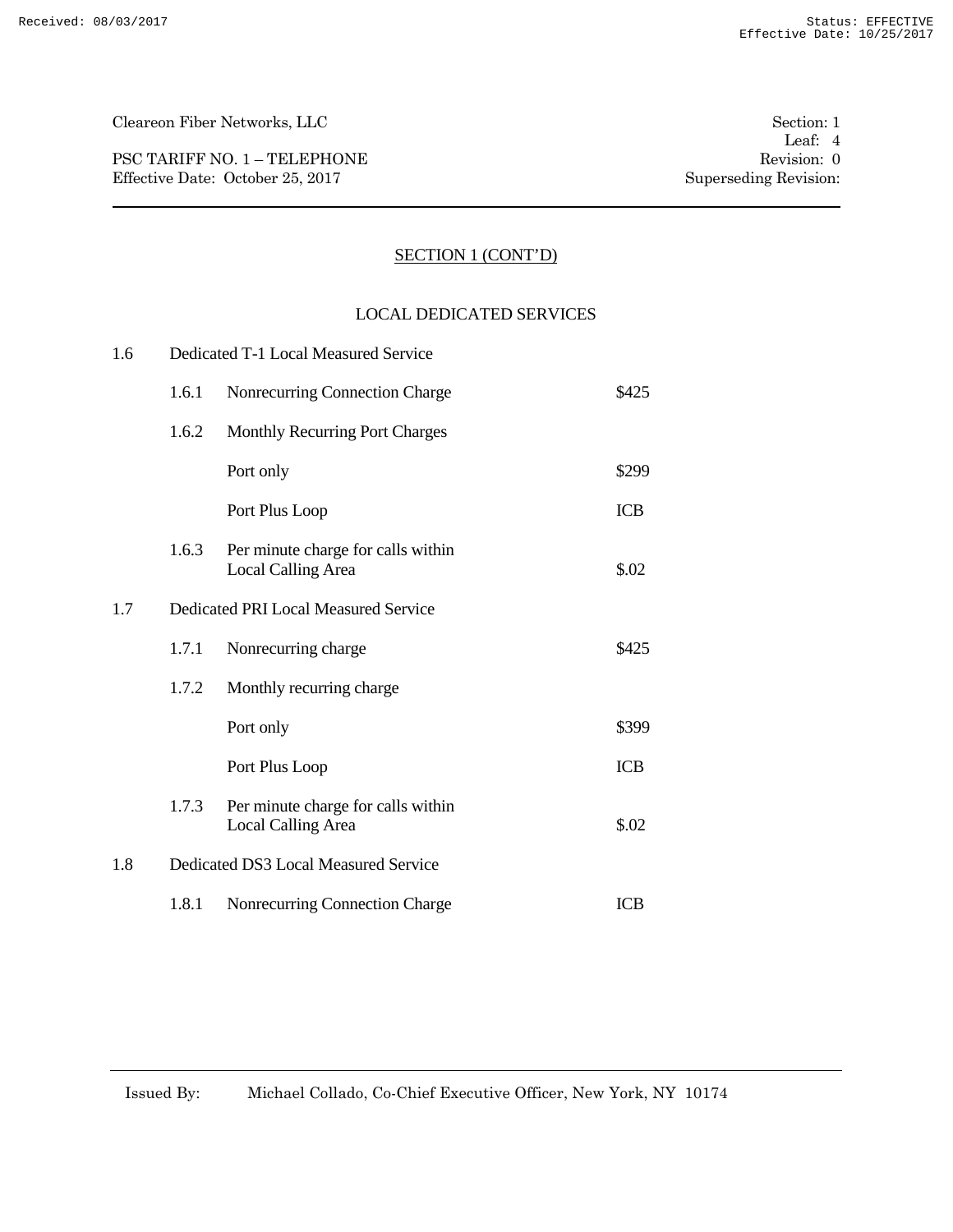## SECTION 1 (CONT'D)

### LOCAL DEDICATED SERVICES

| | | | |
|---|---|---|---|
| 1.6 | Dedicated T-1 Local Measured Service | | |
| | 1.6.1 | Nonrecurring Connection Charge | $425 |
| | 1.6.2 | Monthly Recurring Port Charges | |
| | | Port only | $299 |
| | | Port Plus Loop | ICB |
| | 1.6.3 | Per minute charge for calls within Local Calling Area | $.02 |
| 1.7 | Dedicated PRI Local Measured Service | | |
| | 1.7.1 | Nonrecurring charge | $425 |
| | 1.7.2 | Monthly recurring charge | |
| | | Port only | $399 |
| | | Port Plus Loop | ICB |
| | 1.7.3 | Per minute charge for calls within Local Calling Area | $.02 |
| 1.8 | Dedicated DS3 Local Measured Service | | |
| | 1.8.1 | Nonrecurring Connection Charge | ICB |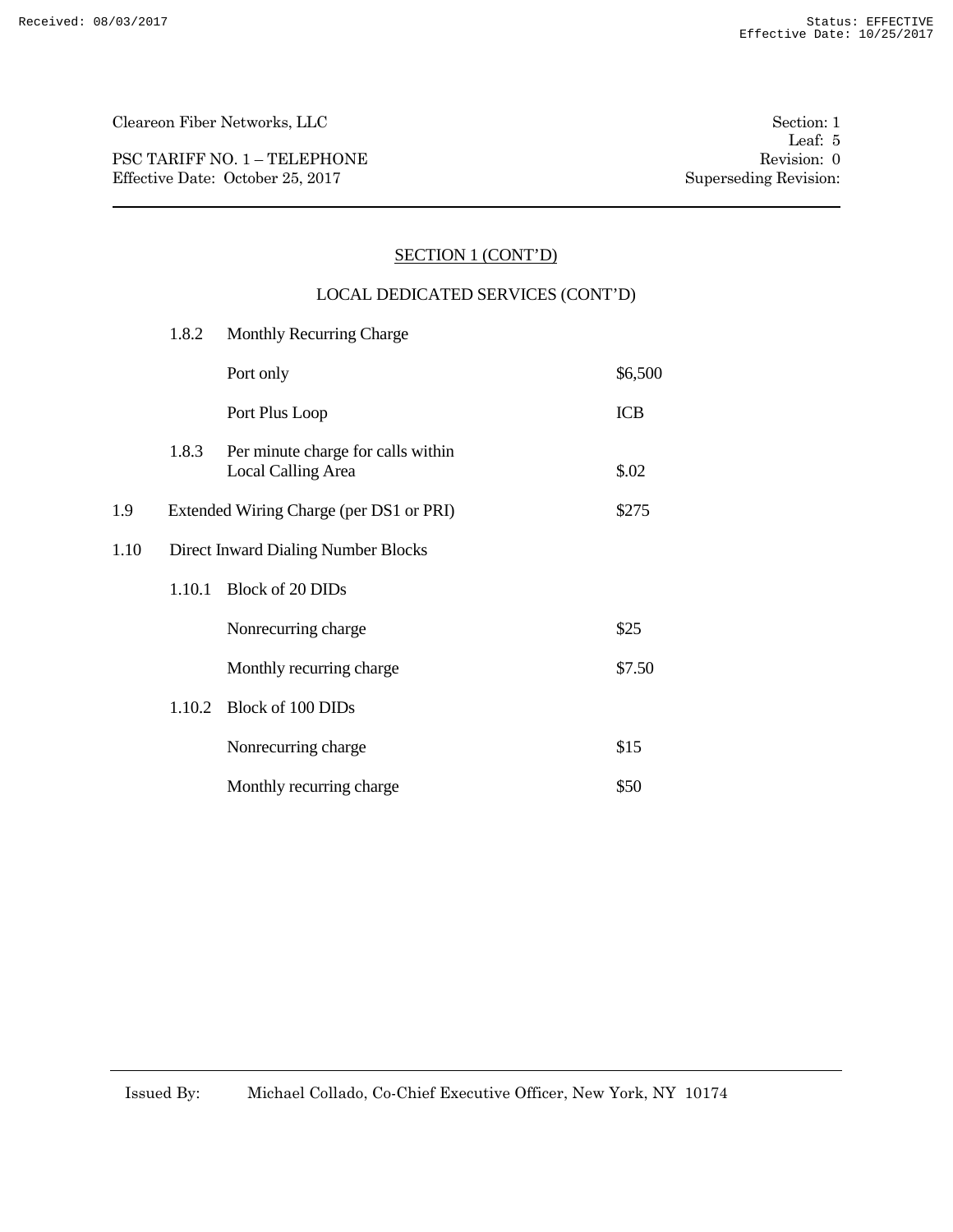Cleareon Fiber Networks, LLC

PSC TARIFF NO. 1 – TELEPHONE
Effective Date: October 25, 2017

Section: 1
Leaf: 5
Revision: 0
Superseding Revision:

SECTION 1 (CONT'D)

LOCAL DEDICATED SERVICES (CONT'D)

| | | | |
|---|---|---|---|
| | 1.8.2 | Monthly Recurring Charge | |
| | | Port only | $6,500 |
| | | Port Plus Loop | ICB |
| | 1.8.3 | Per minute charge for calls within Local Calling Area | $.02 |
| 1.9 | Extended Wiring Charge (per DS1 or PRI) | | $275 |
| 1.10 | Direct Inward Dialing Number Blocks | | |
| | 1.10.1 | Block of 20 DIDs | |
| | | Nonrecurring charge | $25 |
| | | Monthly recurring charge | $7.50 |
| | 1.10.2 | Block of 100 DIDs | |
| | | Nonrecurring charge | $15 |
| | | Monthly recurring charge | $50 |

Issued By: Michael Collado, Co-Chief Executive Officer, New York, NY 10174